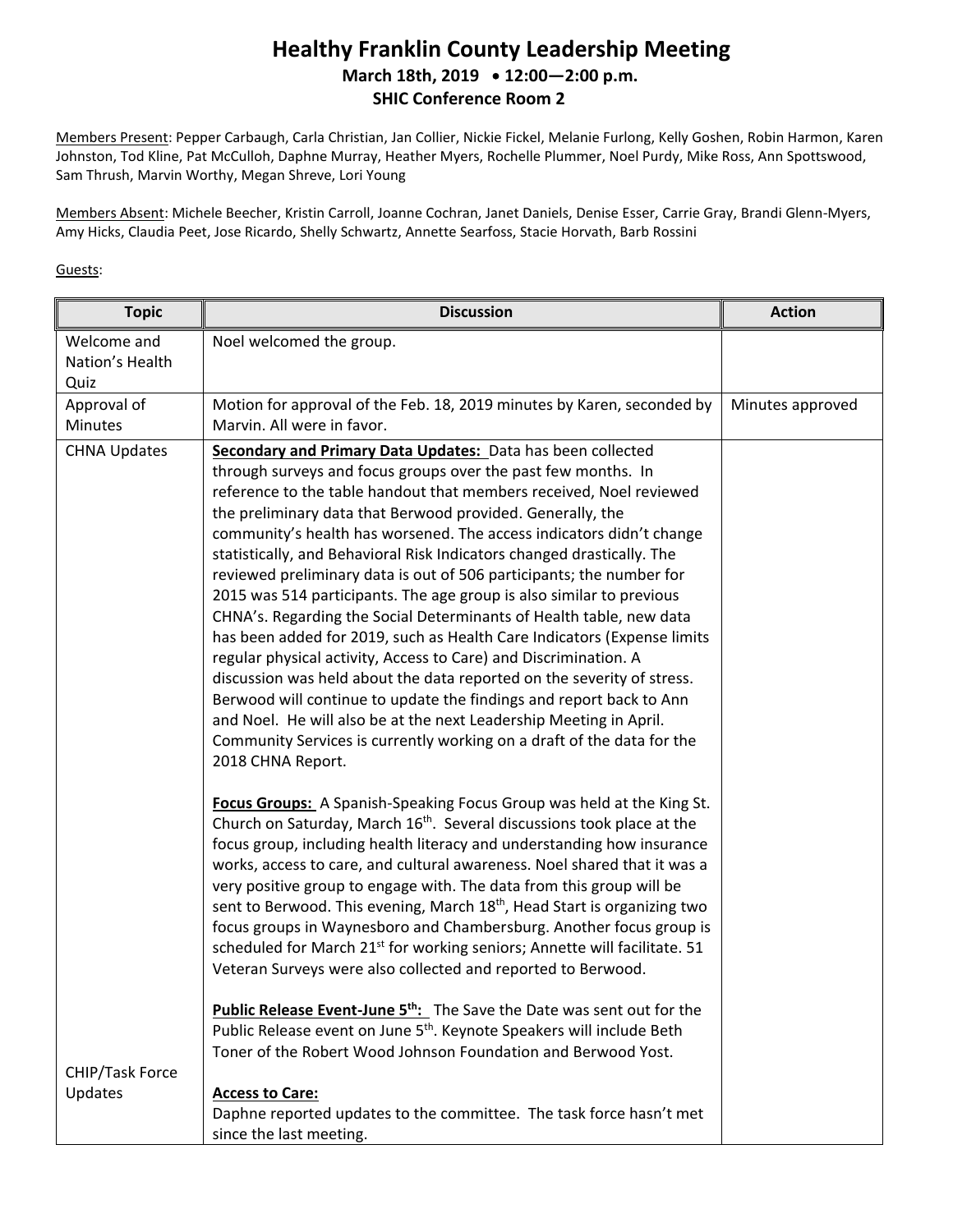# Healthy Franklin County Leadership Meeting

**March 18th, 2019 • 12:00—2:00 p.m.**

**SHIC Conference Room 2**

Members Present: Pepper Carbaugh, Carla Christian, Jan Collier, Nickie Fickel, Melanie Furlong, Kelly Goshen, Robin Harmon, Karen Johnston, Tod Kline, Pat McCulloh, Daphne Murray, Heather Myers, Rochelle Plummer, Noel Purdy, Mike Ross, Ann Spottswood, Sam Thrush, Marvin Worthy, Megan Shreve, Lori Young

Members Absent: Michele Beecher, Kristin Carroll, Joanne Cochran, Janet Daniels, Denise Esser, Carrie Gray, Brandi Glenn-Myers, Amy Hicks, Claudia Peet, Jose Ricardo, Shelly Schwartz, Annette Searfoss, Stacie Horvath, Barb Rossini

Guests:

| Topic | Discussion | Action |
|---|---|---|
| Welcome and Nation's Health Quiz | Noel welcomed the group. | |
| Approval of Minutes | Motion for approval of the Feb. 18, 2019 minutes by Karen, seconded by Marvin. All were in favor. | Minutes approved |
| CHNA Updates | **Secondary and Primary Data Updates:** Data has been collected through surveys and focus groups over the past few months. In reference to the table handout that members received, Noel reviewed the preliminary data that Berwood provided. Generally, the community's health has worsened. The access indicators didn't change statistically, and Behavioral Risk Indicators changed drastically. The reviewed preliminary data is out of 506 participants; the number for 2015 was 514 participants. The age group is also similar to previous CHNA's. Regarding the Social Determinants of Health table, new data has been added for 2019, such as Health Care Indicators (Expense limits regular physical activity, Access to Care) and Discrimination. A discussion was held about the data reported on the severity of stress. Berwood will continue to update the findings and report back to Ann and Noel. He will also be at the next Leadership Meeting in April. Community Services is currently working on a draft of the data for the 2018 CHNA Report.<br><br>**Focus Groups:** A Spanish-Speaking Focus Group was held at the King St. Church on Saturday, March 16th. Several discussions took place at the focus group, including health literacy and understanding how insurance works, access to care, and cultural awareness. Noel shared that it was a very positive group to engage with. The data from this group will be sent to Berwood. This evening, March 18th, Head Start is organizing two focus groups in Waynesboro and Chambersburg. Another focus group is scheduled for March 21st for working seniors; Annette will facilitate. 51 Veteran Surveys were also collected and reported to Berwood.<br><br>**Public Release Event-June 5th:** The Save the Date was sent out for the Public Release event on June 5th. Keynote Speakers will include Beth Toner of the Robert Wood Johnson Foundation and Berwood Yost. | |
| CHIP/Task Force Updates | **Access to Care:**<br>Daphne reported updates to the committee. The task force hasn't met since the last meeting. | |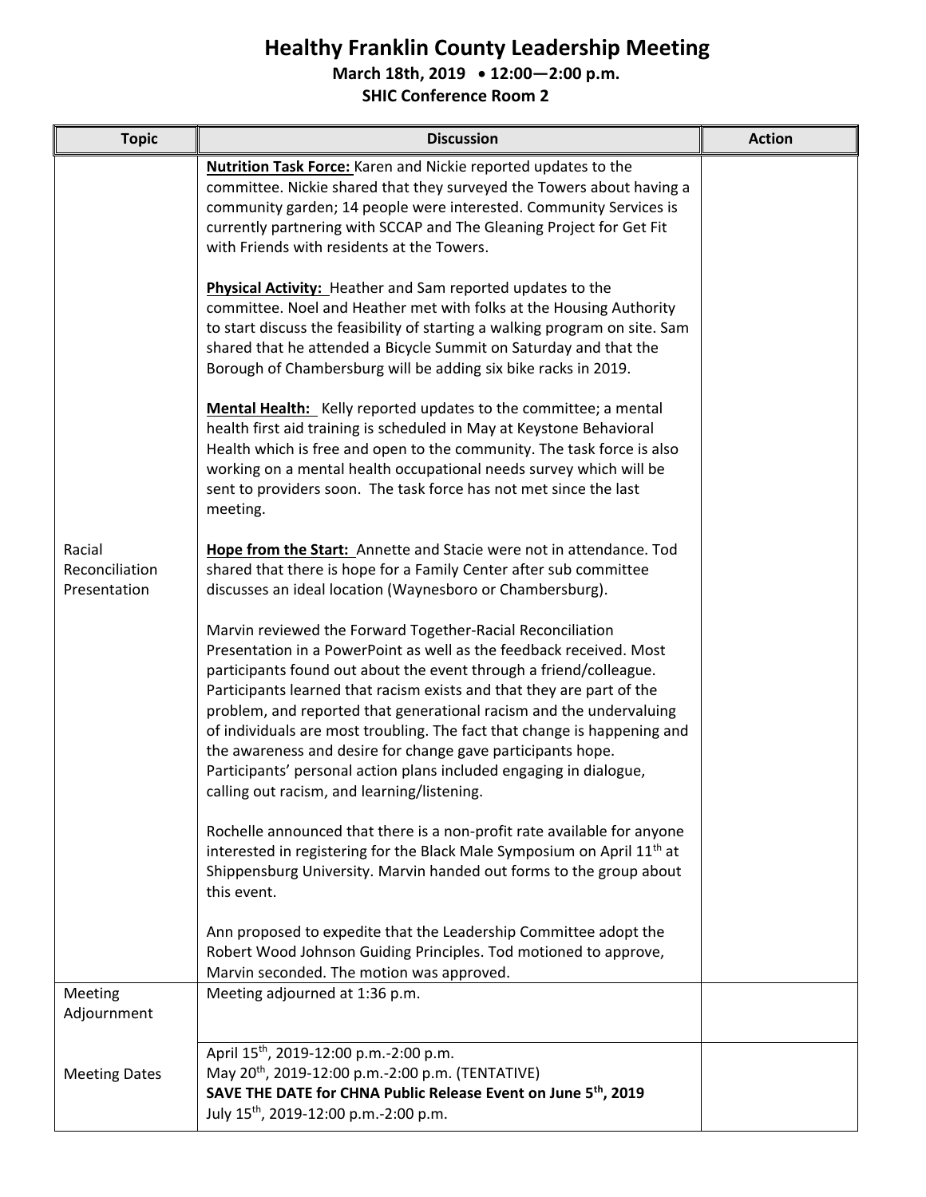# Healthy Franklin County Leadership Meeting

**March 18th, 2019 • 12:00—2:00 p.m.**

**SHIC Conference Room 2**

| Topic | Discussion | Action |
|---|---|---|
| Racial Reconciliation Presentation | **Nutrition Task Force:** Karen and Nickie reported updates to the committee. Nickie shared that they surveyed the Towers about having a community garden; 14 people were interested. Community Services is currently partnering with SCCAP and The Gleaning Project for Get Fit with Friends with residents at the Towers.<br><br>**Physical Activity:** Heather and Sam reported updates to the committee. Noel and Heather met with folks at the Housing Authority to start discuss the feasibility of starting a walking program on site. Sam shared that he attended a Bicycle Summit on Saturday and that the Borough of Chambersburg will be adding six bike racks in 2019.<br><br>**Mental Health:** Kelly reported updates to the committee; a mental health first aid training is scheduled in May at Keystone Behavioral Health which is free and open to the community. The task force is also working on a mental health occupational needs survey which will be sent to providers soon. The task force has not met since the last meeting.<br><br>**Hope from the Start:** Annette and Stacie were not in attendance. Tod shared that there is hope for a Family Center after sub committee discusses an ideal location (Waynesboro or Chambersburg).<br><br>Marvin reviewed the Forward Together-Racial Reconciliation Presentation in a PowerPoint as well as the feedback received. Most participants found out about the event through a friend/colleague. Participants learned that racism exists and that they are part of the problem, and reported that generational racism and the undervaluing of individuals are most troubling. The fact that change is happening and the awareness and desire for change gave participants hope. Participants' personal action plans included engaging in dialogue, calling out racism, and learning/listening.<br><br>Rochelle announced that there is a non-profit rate available for anyone interested in registering for the Black Male Symposium on April 11th at Shippensburg University. Marvin handed out forms to the group about this event.<br><br>Ann proposed to expedite that the Leadership Committee adopt the Robert Wood Johnson Guiding Principles. Tod motioned to approve, Marvin seconded. The motion was approved. | |
| Meeting Adjournment | Meeting adjourned at 1:36 p.m. | |
| Meeting Dates | April 15th, 2019-12:00 p.m.-2:00 p.m.<br>May 20th, 2019-12:00 p.m.-2:00 p.m. (TENTATIVE)<br>**SAVE THE DATE for CHNA Public Release Event on June 5th, 2019**<br>July 15th, 2019-12:00 p.m.-2:00 p.m. | |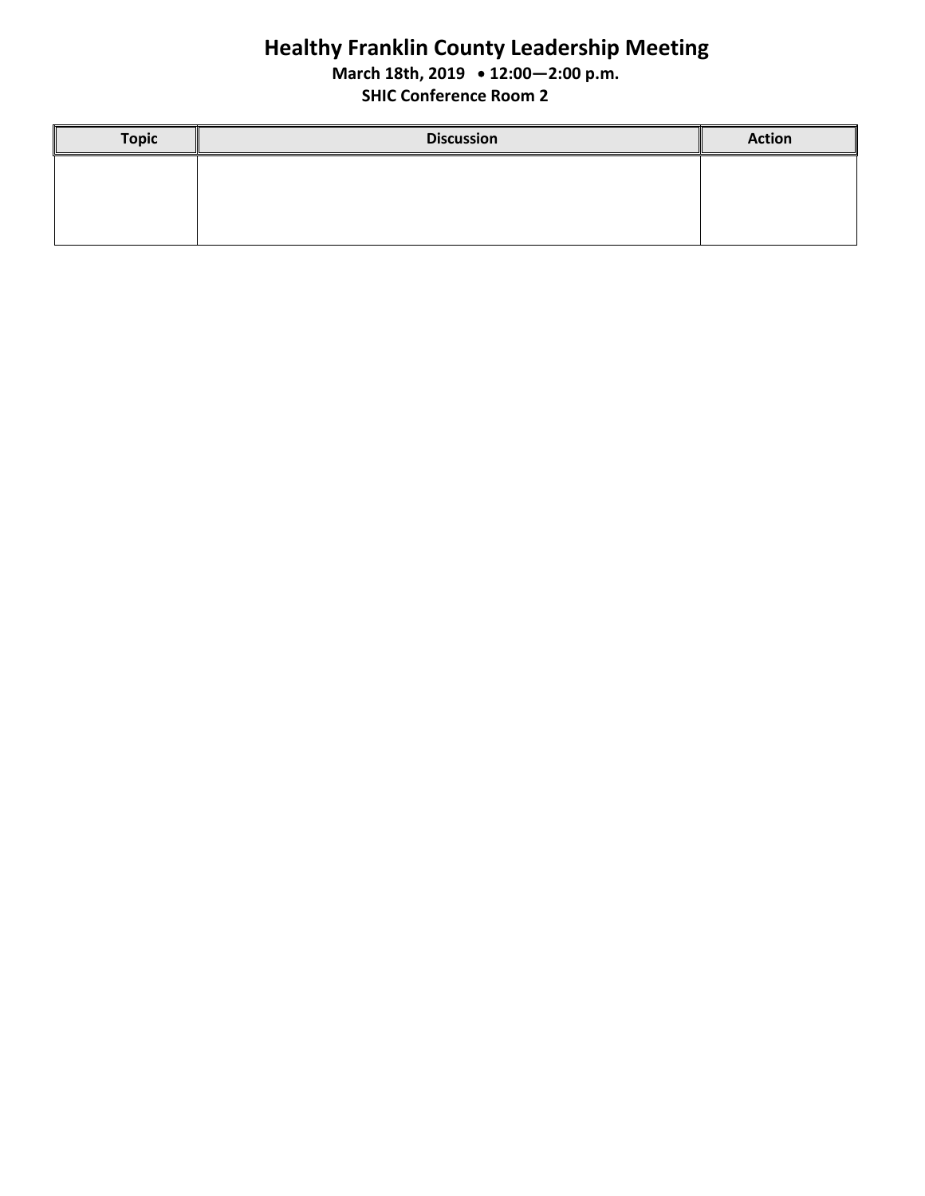# Healthy Franklin County Leadership Meeting

**March 18th, 2019 • 12:00—2:00 p.m.**

**SHIC Conference Room 2**

| Topic | Discussion | Action |
|---|---|---|
| | | |